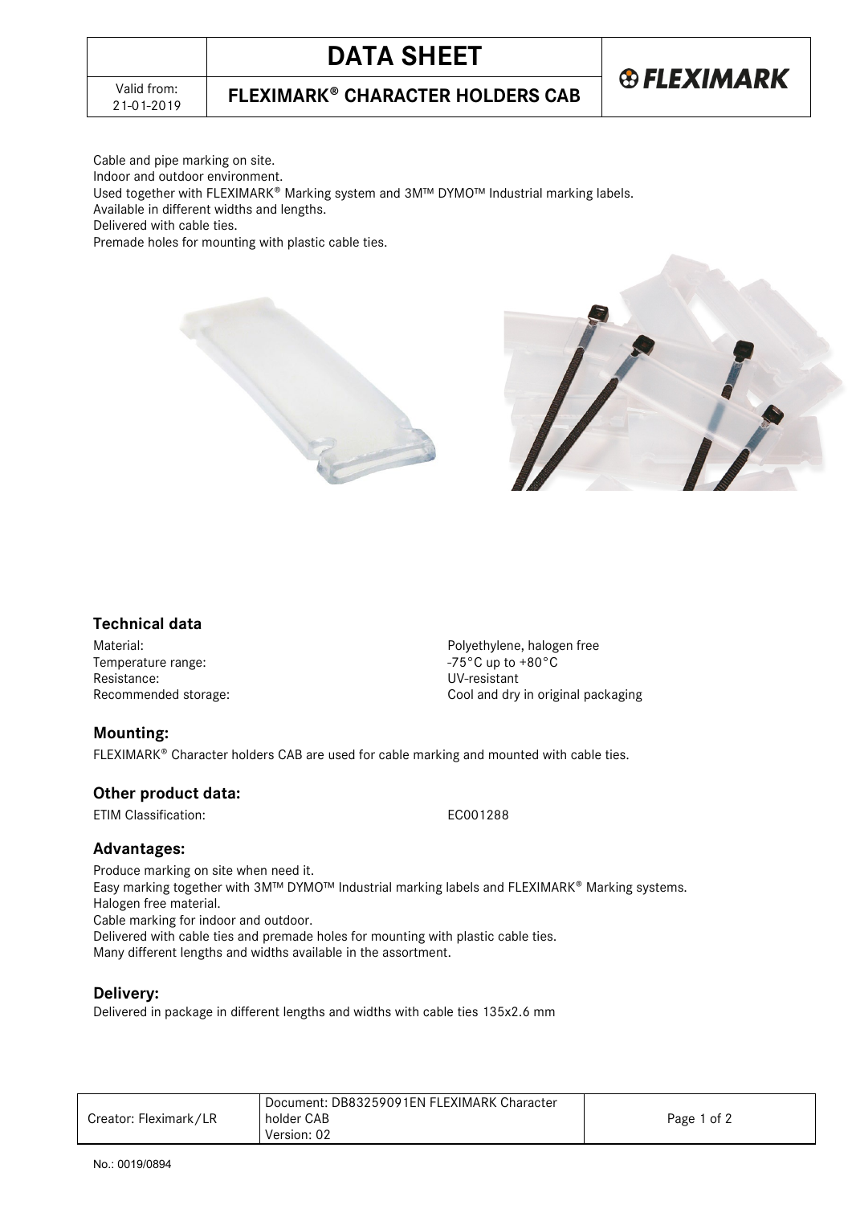# DATA SHEET

Valid from: 21-01-2019

## FLEXIMARK® CHARACTER HOLDERS CAB

Cable and pipe marking on site.
Indoor and outdoor environment.
Used together with FLEXIMARK® Marking system and 3M™ DYMO™ Industrial marking labels.
Available in different widths and lengths.
Delivered with cable ties.
Premade holes for mounting with plastic cable ties.

### Technical data

| | |
|---|---|
| Material: | Polyethylene, halogen free |
| Temperature range: | -75°C up to +80°C |
| Resistance: | UV-resistant |
| Recommended storage: | Cool and dry in original packaging |

### Mounting:

FLEXIMARK® Character holders CAB are used for cable marking and mounted with cable ties.

### Other product data:

| | |
|---|---|
| ETIM Classification: | EC001288 |

### Advantages:

Produce marking on site when need it.
Easy marking together with 3M™ DYMO™ Industrial marking labels and FLEXIMARK® Marking systems.
Halogen free material.
Cable marking for indoor and outdoor.
Delivered with cable ties and premade holes for mounting with plastic cable ties.
Many different lengths and widths available in the assortment.

### Delivery:

Delivered in package in different lengths and widths with cable ties 135x2.6 mm

| Creator: Fleximark/LR | Document: DB83259091EN FLEXIMARK Character holder CAB Version: 02 |
|---|---|

No.: 0019/0894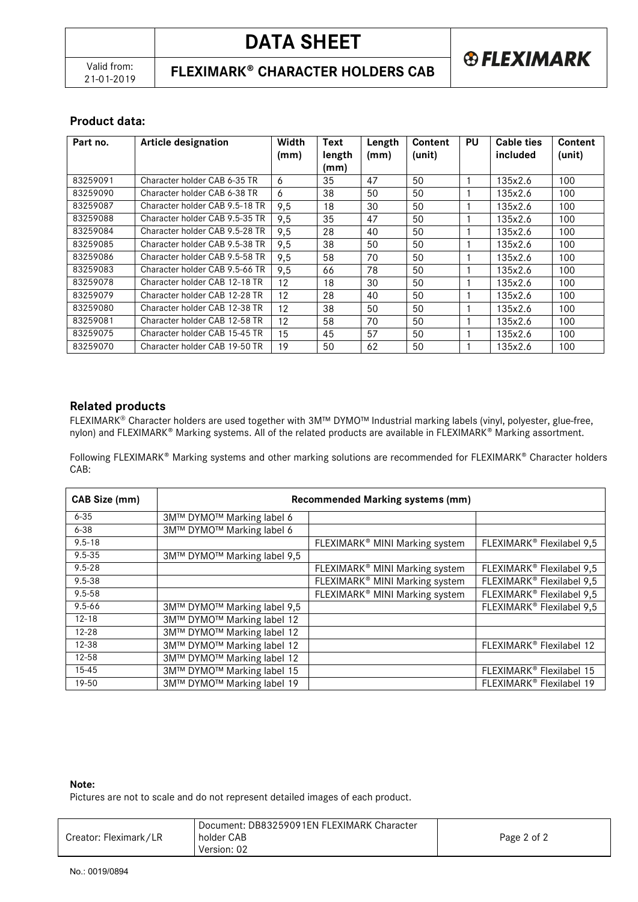## Product data:

| Part no. | Article designation | Width (mm) | Text length (mm) | Length (mm) | Content (unit) | PU | Cable ties included | Content (unit) |
|---|---|---|---|---|---|---|---|---|
| 83259091 | Character holder CAB 6-35 TR | 6 | 35 | 47 | 50 | 1 | 135x2.6 | 100 |
| 83259090 | Character holder CAB 6-38 TR | 6 | 38 | 50 | 50 | 1 | 135x2.6 | 100 |
| 83259087 | Character holder CAB 9.5-18 TR | 9,5 | 18 | 30 | 50 | 1 | 135x2.6 | 100 |
| 83259088 | Character holder CAB 9.5-35 TR | 9,5 | 35 | 47 | 50 | 1 | 135x2.6 | 100 |
| 83259084 | Character holder CAB 9.5-28 TR | 9,5 | 28 | 40 | 50 | 1 | 135x2.6 | 100 |
| 83259085 | Character holder CAB 9.5-38 TR | 9,5 | 38 | 50 | 50 | 1 | 135x2.6 | 100 |
| 83259086 | Character holder CAB 9.5-58 TR | 9,5 | 58 | 70 | 50 | 1 | 135x2.6 | 100 |
| 83259083 | Character holder CAB 9.5-66 TR | 9,5 | 66 | 78 | 50 | 1 | 135x2.6 | 100 |
| 83259078 | Character holder CAB 12-18 TR | 12 | 18 | 30 | 50 | 1 | 135x2.6 | 100 |
| 83259079 | Character holder CAB 12-28 TR | 12 | 28 | 40 | 50 | 1 | 135x2.6 | 100 |
| 83259080 | Character holder CAB 12-38 TR | 12 | 38 | 50 | 50 | 1 | 135x2.6 | 100 |
| 83259081 | Character holder CAB 12-58 TR | 12 | 58 | 70 | 50 | 1 | 135x2.6 | 100 |
| 83259075 | Character holder CAB 15-45 TR | 15 | 45 | 57 | 50 | 1 | 135x2.6 | 100 |
| 83259070 | Character holder CAB 19-50 TR | 19 | 50 | 62 | 50 | 1 | 135x2.6 | 100 |

## Related products

FLEXIMARK® Character holders are used together with 3M™ DYMO™ Industrial marking labels (vinyl, polyester, glue-free, nylon) and FLEXIMARK® Marking systems. All of the related products are available in FLEXIMARK® Marking assortment.

Following FLEXIMARK® Marking systems and other marking solutions are recommended for FLEXIMARK® Character holders CAB:

| CAB Size (mm) | Recommended Marking systems (mm) | | |
|---|---|---|---|
| 6-35 | 3M™ DYMO™ Marking label 6 | | |
| 6-38 | 3M™ DYMO™ Marking label 6 | | |
| 9.5-18 | | FLEXIMARK® MINI Marking system | FLEXIMARK® Flexilabel 9,5 |
| 9.5-35 | 3M™ DYMO™ Marking label 9,5 | | |
| 9.5-28 | | FLEXIMARK® MINI Marking system | FLEXIMARK® Flexilabel 9,5 |
| 9.5-38 | | FLEXIMARK® MINI Marking system | FLEXIMARK® Flexilabel 9,5 |
| 9.5-58 | | FLEXIMARK® MINI Marking system | FLEXIMARK® Flexilabel 9,5 |
| 9.5-66 | 3M™ DYMO™ Marking label 9,5 | | FLEXIMARK® Flexilabel 9,5 |
| 12-18 | 3M™ DYMO™ Marking label 12 | | |
| 12-28 | 3M™ DYMO™ Marking label 12 | | |
| 12-38 | 3M™ DYMO™ Marking label 12 | | FLEXIMARK® Flexilabel 12 |
| 12-58 | 3M™ DYMO™ Marking label 12 | | |
| 15-45 | 3M™ DYMO™ Marking label 15 | | FLEXIMARK® Flexilabel 15 |
| 19-50 | 3M™ DYMO™ Marking label 19 | | FLEXIMARK® Flexilabel 19 |

**Note:**
Pictures are not to scale and do not represent detailed images of each product.